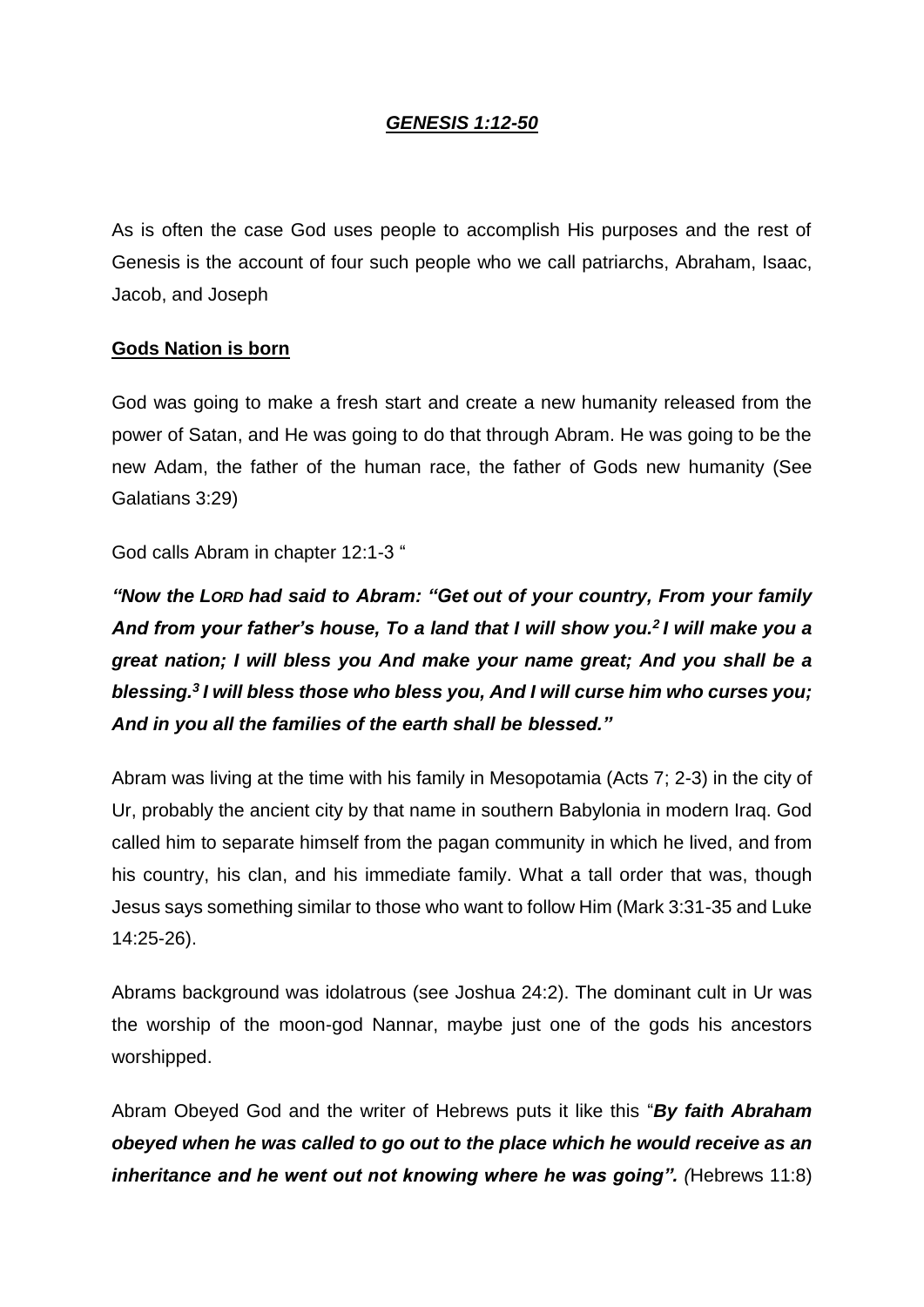***GENESIS 1:12-50***

As is often the case God uses people to accomplish His purposes and the rest of Genesis is the account of four such people who we call patriarchs, Abraham, Isaac, Jacob, and Joseph

**Gods Nation is born**

God was going to make a fresh start and create a new humanity released from the power of Satan, and He was going to do that through Abram. He was going to be the new Adam, the father of the human race, the father of Gods new humanity (See Galatians 3:29)

God calls Abram in chapter 12:1-3 "

***"Now the LORD had said to Abram: "Get out of your country, From your family And from your father's house, To a land that I will show you.[2] I will make you a great nation; I will bless you And make your name great; And you shall be a blessing.[3] I will bless those who bless you, And I will curse him who curses you; And in you all the families of the earth shall be blessed."***

Abram was living at the time with his family in Mesopotamia (Acts 7; 2-3) in the city of Ur, probably the ancient city by that name in southern Babylonia in modern Iraq. God called him to separate himself from the pagan community in which he lived, and from his country, his clan, and his immediate family. What a tall order that was, though Jesus says something similar to those who want to follow Him (Mark 3:31-35 and Luke 14:25-26).

Abrams background was idolatrous (see Joshua 24:2). The dominant cult in Ur was the worship of the moon-god Nannar, maybe just one of the gods his ancestors worshipped.

Abram Obeyed God and the writer of Hebrews puts it like this "***By faith Abraham obeyed when he was called to go out to the place which he would receive as an inheritance and he went out not knowing where he was going". (***Hebrews 11:8)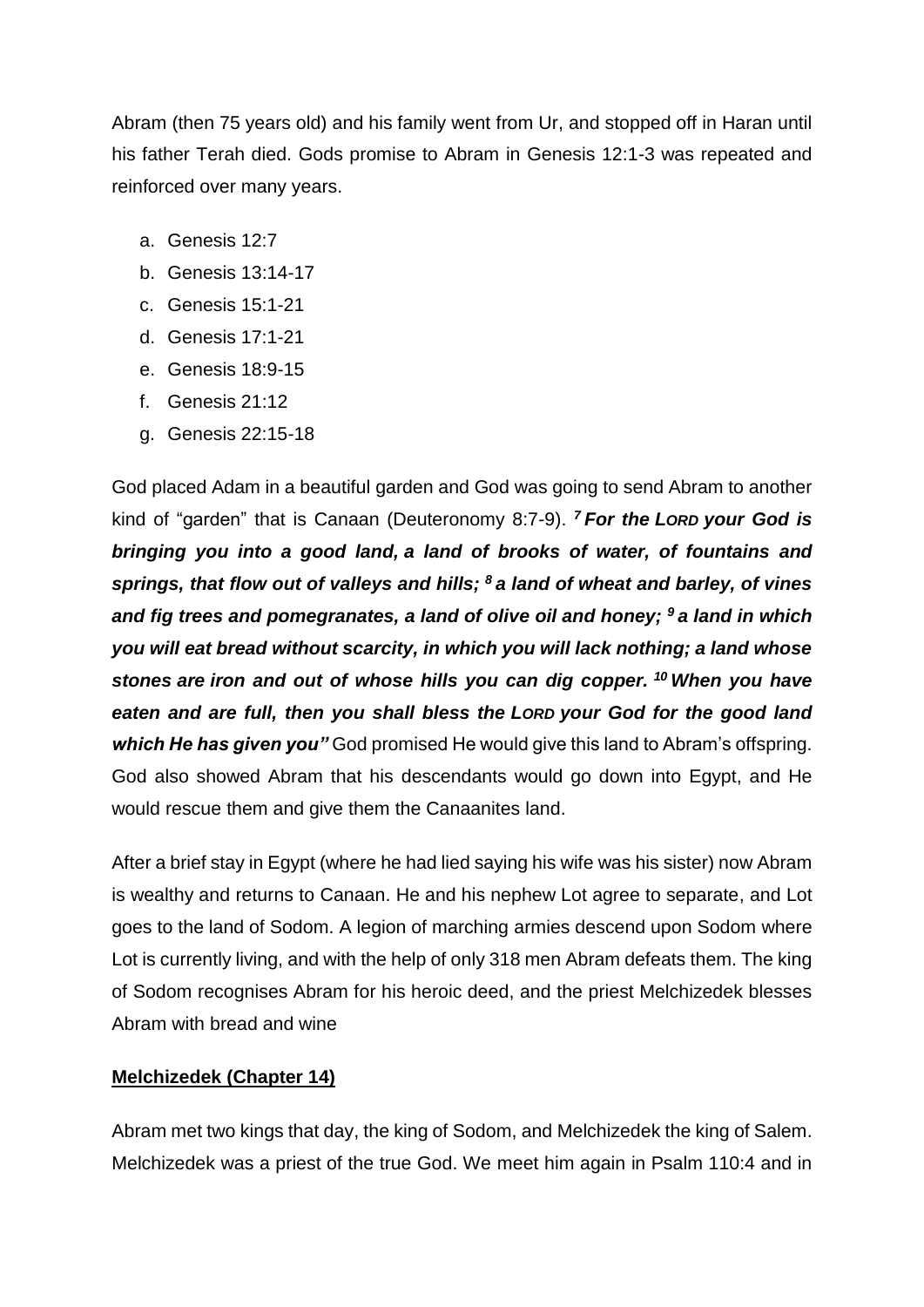Abram (then 75 years old) and his family went from Ur, and stopped off in Haran until his father Terah died. Gods promise to Abram in Genesis 12:1-3 was repeated and reinforced over many years.

a. Genesis 12:7
b. Genesis 13:14-17
c. Genesis 15:1-21
d. Genesis 17:1-21
e. Genesis 18:9-15
f. Genesis 21:12
g. Genesis 22:15-18

God placed Adam in a beautiful garden and God was going to send Abram to another kind of "garden" that is Canaan (Deuteronomy 8:7-9). ***[7] For the LORD your God is bringing you into a good land, a land of brooks of water, of fountains and springs, that flow out of valleys and hills; [8] a land of wheat and barley, of vines and fig trees and pomegranates, a land of olive oil and honey; [9] a land in which you will eat bread without scarcity, in which you will lack nothing; a land whose stones are iron and out of whose hills you can dig copper. [10] When you have eaten and are full, then you shall bless the LORD your God for the good land which He has given you"*** God promised He would give this land to Abram's offspring. God also showed Abram that his descendants would go down into Egypt, and He would rescue them and give them the Canaanites land.

After a brief stay in Egypt (where he had lied saying his wife was his sister) now Abram is wealthy and returns to Canaan. He and his nephew Lot agree to separate, and Lot goes to the land of Sodom. A legion of marching armies descend upon Sodom where Lot is currently living, and with the help of only 318 men Abram defeats them. The king of Sodom recognises Abram for his heroic deed, and the priest Melchizedek blesses Abram with bread and wine

**Melchizedek (Chapter 14)**

Abram met two kings that day, the king of Sodom, and Melchizedek the king of Salem. Melchizedek was a priest of the true God. We meet him again in Psalm 110:4 and in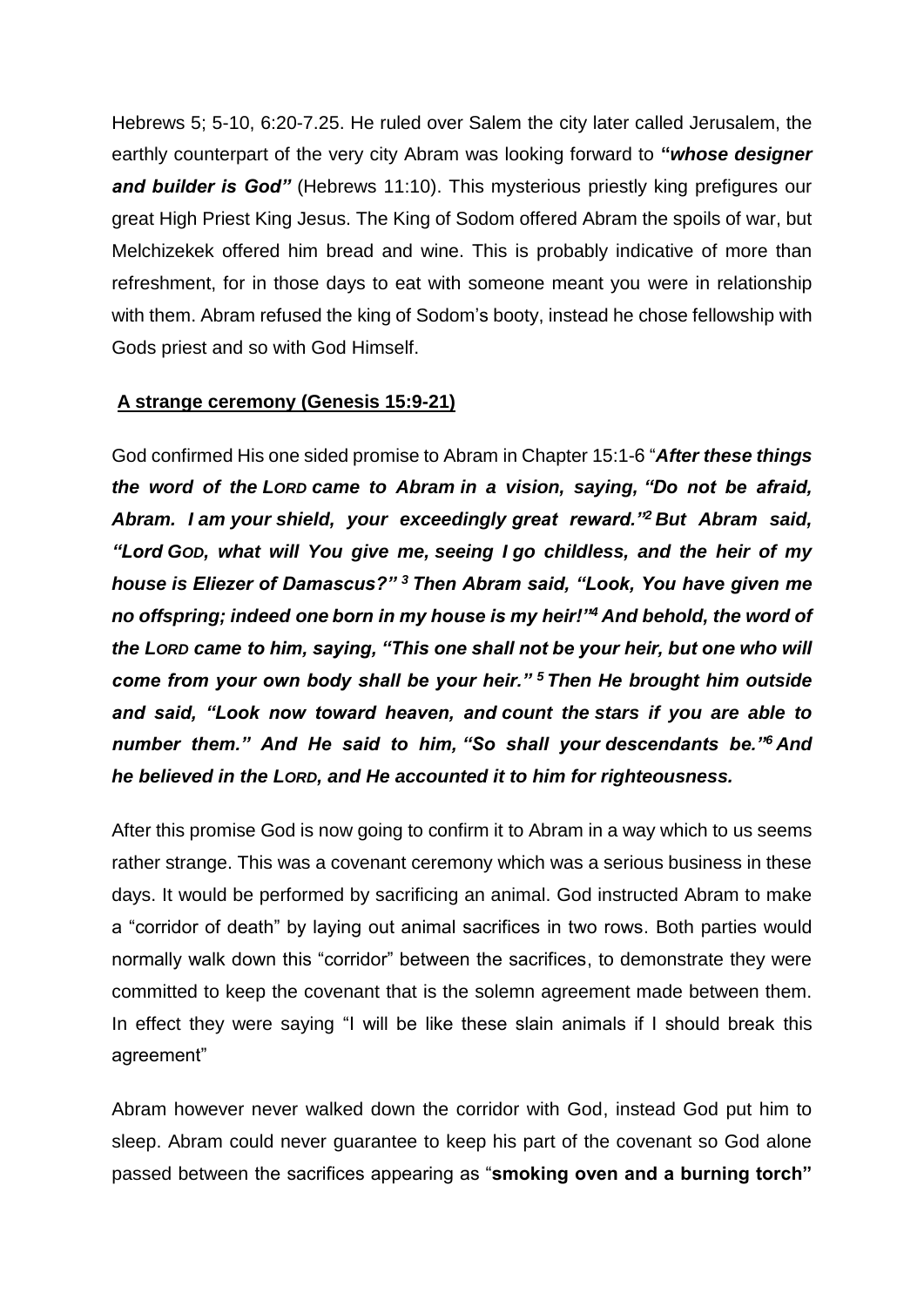Hebrews 5; 5-10, 6:20-7.25. He ruled over Salem the city later called Jerusalem, the earthly counterpart of the very city Abram was looking forward to **"*whose designer and builder is God"*** (Hebrews 11:10). This mysterious priestly king prefigures our great High Priest King Jesus. The King of Sodom offered Abram the spoils of war, but Melchizekek offered him bread and wine. This is probably indicative of more than refreshment, for in those days to eat with someone meant you were in relationship with them. Abram refused the king of Sodom's booty, instead he chose fellowship with Gods priest and so with God Himself.

**A strange ceremony (Genesis 15:9-21)**

God confirmed His one sided promise to Abram in Chapter 15:1-6 "***After these things the word of the LORD came to Abram in a vision, saying, "Do not be afraid, Abram. I am your shield, your exceedingly great reward."[2] But Abram said, "Lord GOD, what will You give me, seeing I go childless, and the heir of my house is Eliezer of Damascus?" [3] Then Abram said, "Look, You have given me no offspring; indeed one born in my house is my heir!"[4] And behold, the word of the LORD came to him, saying, "This one shall not be your heir, but one who will come from your own body shall be your heir." [5] Then He brought him outside and said, "Look now toward heaven, and count the stars if you are able to number them." And He said to him, "So shall your descendants be."[6] And he believed in the LORD, and He accounted it to him for righteousness.***

After this promise God is now going to confirm it to Abram in a way which to us seems rather strange. This was a covenant ceremony which was a serious business in these days. It would be performed by sacrificing an animal. God instructed Abram to make a "corridor of death" by laying out animal sacrifices in two rows. Both parties would normally walk down this "corridor" between the sacrifices, to demonstrate they were committed to keep the covenant that is the solemn agreement made between them. In effect they were saying "I will be like these slain animals if I should break this agreement"

Abram however never walked down the corridor with God, instead God put him to sleep. Abram could never guarantee to keep his part of the covenant so God alone passed between the sacrifices appearing as "**smoking oven and a burning torch"**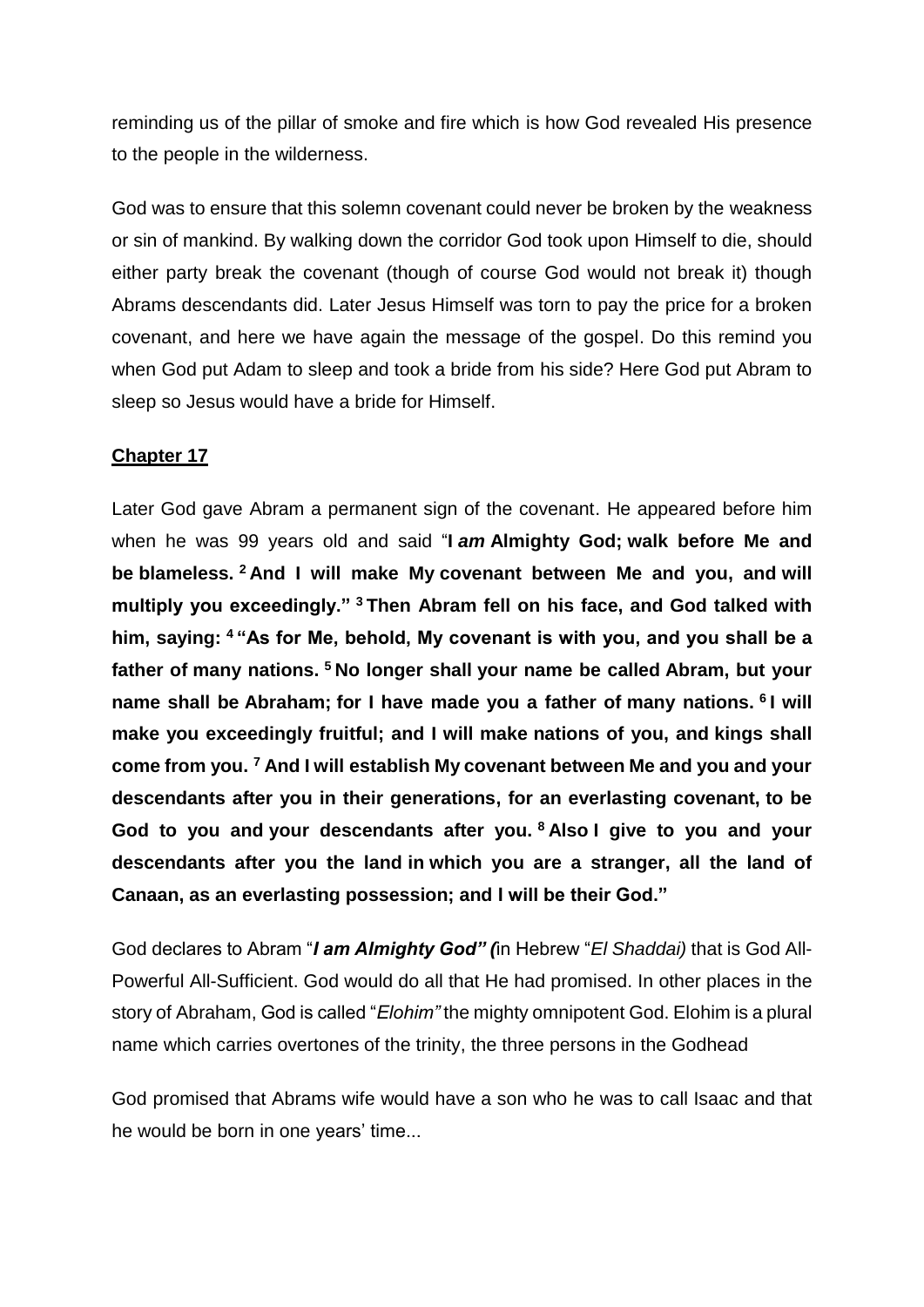reminding us of the pillar of smoke and fire which is how God revealed His presence to the people in the wilderness.

God was to ensure that this solemn covenant could never be broken by the weakness or sin of mankind. By walking down the corridor God took upon Himself to die, should either party break the covenant (though of course God would not break it) though Abrams descendants did. Later Jesus Himself was torn to pay the price for a broken covenant, and here we have again the message of the gospel. Do this remind you when God put Adam to sleep and took a bride from his side? Here God put Abram to sleep so Jesus would have a bride for Himself.

## Chapter 17

Later God gave Abram a permanent sign of the covenant. He appeared before him when he was 99 years old and said "**I *am* Almighty God; walk before Me and be blameless. [2] And I will make My covenant between Me and you, and will multiply you exceedingly." [3] Then Abram fell on his face, and God talked with him, saying: [4] "As for Me, behold, My covenant is with you, and you shall be a father of many nations. [5] No longer shall your name be called Abram, but your name shall be Abraham; for I have made you a father of many nations. [6] I will make you exceedingly fruitful; and I will make nations of you, and kings shall come from you. [7] And I will establish My covenant between Me and you and your descendants after you in their generations, for an everlasting covenant, to be God to you and your descendants after you. [8] Also I give to you and your descendants after you the land in which you are a stranger, all the land of Canaan, as an everlasting possession; and I will be their God."**

God declares to Abram "***I am Almighty God" (***in Hebrew "*El Shaddai)* that is God All-Powerful All-Sufficient. God would do all that He had promised. In other places in the story of Abraham, God is called "*Elohim"* the mighty omnipotent God. Elohim is a plural name which carries overtones of the trinity, the three persons in the Godhead

God promised that Abrams wife would have a son who he was to call Isaac and that he would be born in one years' time...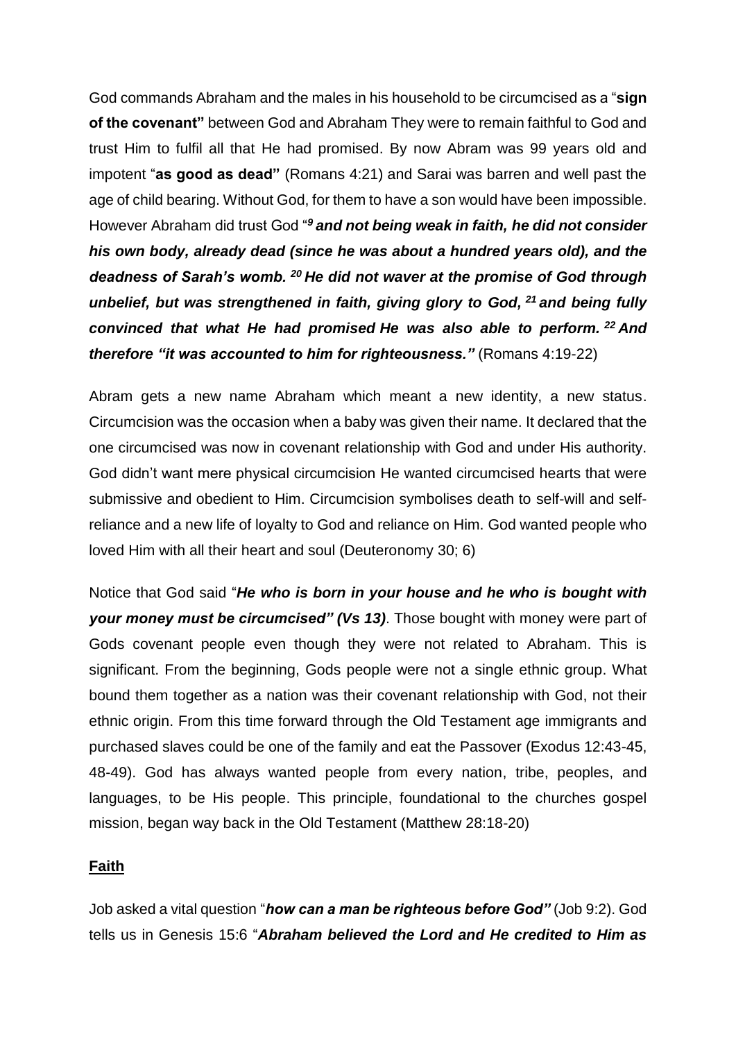God commands Abraham and the males in his household to be circumcised as a "**sign of the covenant"** between God and Abraham They were to remain faithful to God and trust Him to fulfil all that He had promised. By now Abram was 99 years old and impotent "**as good as dead"** (Romans 4:21) and Sarai was barren and well past the age of child bearing. Without God, for them to have a son would have been impossible. However Abraham did trust God "*[9] **and not being weak in faith, he did not consider his own body, already dead (since he was about a hundred years old), and the deadness of Sarah's womb. [20] He did not waver at the promise of God through unbelief, but was strengthened in faith, giving glory to God, [21] and being fully convinced that what He had promised He was also able to perform. [22] And therefore "it was accounted to him for righteousness."*** (Romans 4:19-22)

Abram gets a new name Abraham which meant a new identity, a new status. Circumcision was the occasion when a baby was given their name. It declared that the one circumcised was now in covenant relationship with God and under His authority. God didn't want mere physical circumcision He wanted circumcised hearts that were submissive and obedient to Him. Circumcision symbolises death to self-will and self-reliance and a new life of loyalty to God and reliance on Him. God wanted people who loved Him with all their heart and soul (Deuteronomy 30; 6)

Notice that God said "***He who is born in your house and he who is bought with your money must be circumcised" (Vs 13)***. Those bought with money were part of Gods covenant people even though they were not related to Abraham. This is significant. From the beginning, Gods people were not a single ethnic group. What bound them together as a nation was their covenant relationship with God, not their ethnic origin. From this time forward through the Old Testament age immigrants and purchased slaves could be one of the family and eat the Passover (Exodus 12:43-45, 48-49). God has always wanted people from every nation, tribe, peoples, and languages, to be His people. This principle, foundational to the churches gospel mission, began way back in the Old Testament (Matthew 28:18-20)

## **Faith**

Job asked a vital question "***how can a man be righteous before God"*** (Job 9:2). God tells us in Genesis 15:6 "***Abraham believed the Lord and He credited to Him as***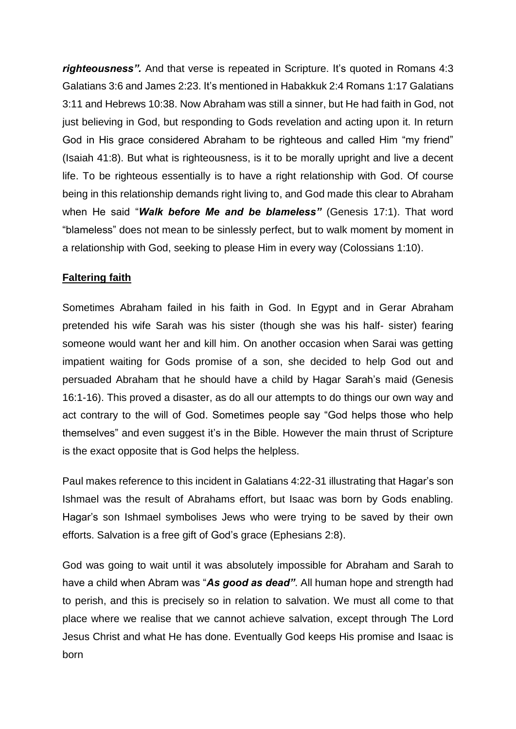***righteousness".*** And that verse is repeated in Scripture. It's quoted in Romans 4:3 Galatians 3:6 and James 2:23. It's mentioned in Habakkuk 2:4 Romans 1:17 Galatians 3:11 and Hebrews 10:38. Now Abraham was still a sinner, but He had faith in God, not just believing in God, but responding to Gods revelation and acting upon it. In return God in His grace considered Abraham to be righteous and called Him "my friend" (Isaiah 41:8). But what is righteousness, is it to be morally upright and live a decent life. To be righteous essentially is to have a right relationship with God. Of course being in this relationship demands right living to, and God made this clear to Abraham when He said "***Walk before Me and be blameless"*** (Genesis 17:1). That word "blameless" does not mean to be sinlessly perfect, but to walk moment by moment in a relationship with God, seeking to please Him in every way (Colossians 1:10).

**Faltering faith**

Sometimes Abraham failed in his faith in God. In Egypt and in Gerar Abraham pretended his wife Sarah was his sister (though she was his half- sister) fearing someone would want her and kill him. On another occasion when Sarai was getting impatient waiting for Gods promise of a son, she decided to help God out and persuaded Abraham that he should have a child by Hagar Sarah's maid (Genesis 16:1-16). This proved a disaster, as do all our attempts to do things our own way and act contrary to the will of God. Sometimes people say "God helps those who help themselves" and even suggest it's in the Bible. However the main thrust of Scripture is the exact opposite that is God helps the helpless.

Paul makes reference to this incident in Galatians 4:22-31 illustrating that Hagar's son Ishmael was the result of Abrahams effort, but Isaac was born by Gods enabling. Hagar's son Ishmael symbolises Jews who were trying to be saved by their own efforts. Salvation is a free gift of God's grace (Ephesians 2:8).

God was going to wait until it was absolutely impossible for Abraham and Sarah to have a child when Abram was "***As good as dead"***. All human hope and strength had to perish, and this is precisely so in relation to salvation. We must all come to that place where we realise that we cannot achieve salvation, except through The Lord Jesus Christ and what He has done. Eventually God keeps His promise and Isaac is born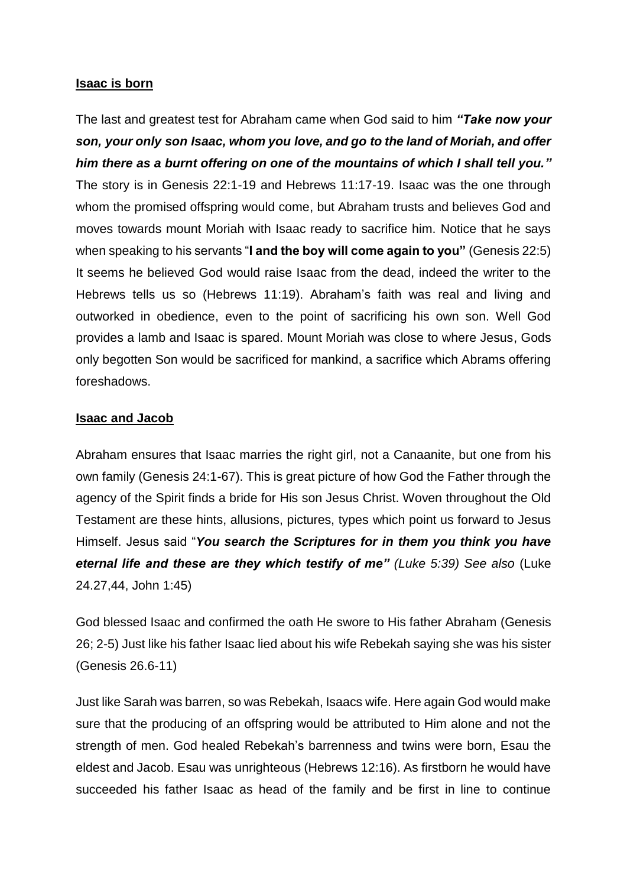**Isaac is born**

The last and greatest test for Abraham came when God said to him ***"Take now your son, your only son Isaac, whom you love, and go to the land of Moriah, and offer him there as a burnt offering on one of the mountains of which I shall tell you."*** The story is in Genesis 22:1-19 and Hebrews 11:17-19. Isaac was the one through whom the promised offspring would come, but Abraham trusts and believes God and moves towards mount Moriah with Isaac ready to sacrifice him. Notice that he says when speaking to his servants "**I and the boy will come again to you"** (Genesis 22:5) It seems he believed God would raise Isaac from the dead, indeed the writer to the Hebrews tells us so (Hebrews 11:19). Abraham's faith was real and living and outworked in obedience, even to the point of sacrificing his own son. Well God provides a lamb and Isaac is spared. Mount Moriah was close to where Jesus, Gods only begotten Son would be sacrificed for mankind, a sacrifice which Abrams offering foreshadows.

**Isaac and Jacob**

Abraham ensures that Isaac marries the right girl, not a Canaanite, but one from his own family (Genesis 24:1-67). This is great picture of how God the Father through the agency of the Spirit finds a bride for His son Jesus Christ. Woven throughout the Old Testament are these hints, allusions, pictures, types which point us forward to Jesus Himself. Jesus said "***You search the Scriptures for in them you think you have eternal life and these are they which testify of me"*** *(Luke 5:39) See also* (Luke 24.27,44, John 1:45)

God blessed Isaac and confirmed the oath He swore to His father Abraham (Genesis 26; 2-5) Just like his father Isaac lied about his wife Rebekah saying she was his sister (Genesis 26.6-11)

Just like Sarah was barren, so was Rebekah, Isaacs wife. Here again God would make sure that the producing of an offspring would be attributed to Him alone and not the strength of men. God healed Rebekah's barrenness and twins were born, Esau the eldest and Jacob. Esau was unrighteous (Hebrews 12:16). As firstborn he would have succeeded his father Isaac as head of the family and be first in line to continue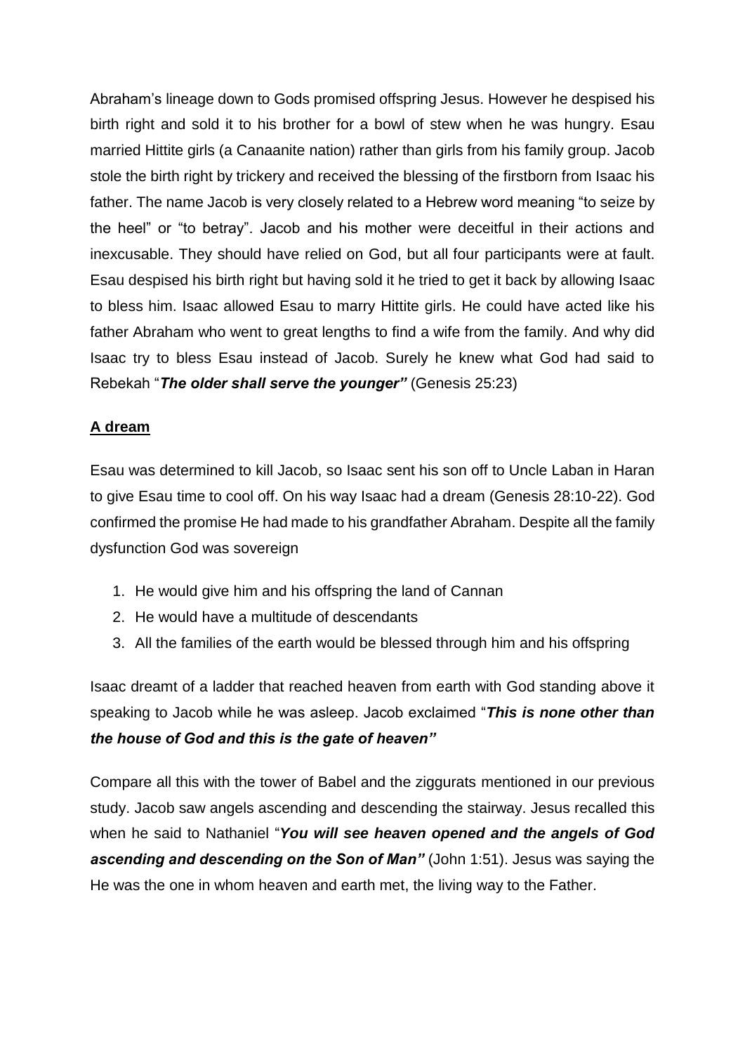Abraham's lineage down to Gods promised offspring Jesus. However he despised his birth right and sold it to his brother for a bowl of stew when he was hungry. Esau married Hittite girls (a Canaanite nation) rather than girls from his family group. Jacob stole the birth right by trickery and received the blessing of the firstborn from Isaac his father. The name Jacob is very closely related to a Hebrew word meaning "to seize by the heel" or "to betray". Jacob and his mother were deceitful in their actions and inexcusable. They should have relied on God, but all four participants were at fault. Esau despised his birth right but having sold it he tried to get it back by allowing Isaac to bless him. Isaac allowed Esau to marry Hittite girls. He could have acted like his father Abraham who went to great lengths to find a wife from the family. And why did Isaac try to bless Esau instead of Jacob. Surely he knew what God had said to Rebekah "***The older shall serve the younger"*** (Genesis 25:23)

**<u>A dream</u>**

Esau was determined to kill Jacob, so Isaac sent his son off to Uncle Laban in Haran to give Esau time to cool off. On his way Isaac had a dream (Genesis 28:10-22). God confirmed the promise He had made to his grandfather Abraham. Despite all the family dysfunction God was sovereign

1. He would give him and his offspring the land of Cannan
2. He would have a multitude of descendants
3. All the families of the earth would be blessed through him and his offspring

Isaac dreamt of a ladder that reached heaven from earth with God standing above it speaking to Jacob while he was asleep. Jacob exclaimed "***This is none other than the house of God and this is the gate of heaven"***

Compare all this with the tower of Babel and the ziggurats mentioned in our previous study. Jacob saw angels ascending and descending the stairway. Jesus recalled this when he said to Nathaniel "***You will see heaven opened and the angels of God ascending and descending on the Son of Man"*** (John 1:51). Jesus was saying the He was the one in whom heaven and earth met, the living way to the Father.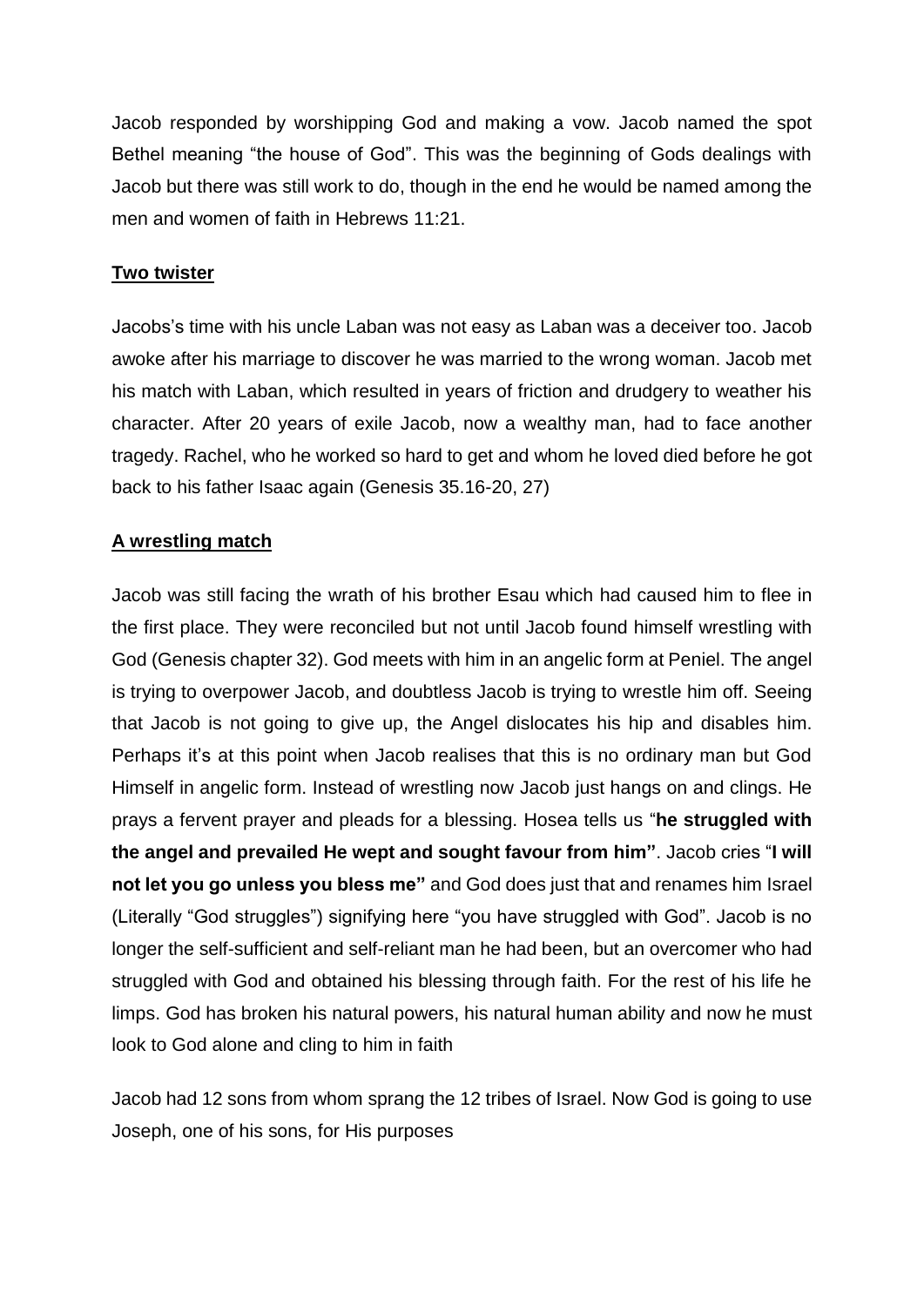Jacob responded by worshipping God and making a vow. Jacob named the spot Bethel meaning "the house of God". This was the beginning of Gods dealings with Jacob but there was still work to do, though in the end he would be named among the men and women of faith in Hebrews 11:21.

**Two twister**

Jacobs's time with his uncle Laban was not easy as Laban was a deceiver too. Jacob awoke after his marriage to discover he was married to the wrong woman. Jacob met his match with Laban, which resulted in years of friction and drudgery to weather his character. After 20 years of exile Jacob, now a wealthy man, had to face another tragedy. Rachel, who he worked so hard to get and whom he loved died before he got back to his father Isaac again (Genesis 35.16-20, 27)

**A wrestling match**

Jacob was still facing the wrath of his brother Esau which had caused him to flee in the first place. They were reconciled but not until Jacob found himself wrestling with God (Genesis chapter 32). God meets with him in an angelic form at Peniel. The angel is trying to overpower Jacob, and doubtless Jacob is trying to wrestle him off. Seeing that Jacob is not going to give up, the Angel dislocates his hip and disables him. Perhaps it's at this point when Jacob realises that this is no ordinary man but God Himself in angelic form. Instead of wrestling now Jacob just hangs on and clings. He prays a fervent prayer and pleads for a blessing. Hosea tells us "**he struggled with the angel and prevailed He wept and sought favour from him"**. Jacob cries "**I will not let you go unless you bless me"** and God does just that and renames him Israel (Literally "God struggles") signifying here "you have struggled with God". Jacob is no longer the self-sufficient and self-reliant man he had been, but an overcomer who had struggled with God and obtained his blessing through faith. For the rest of his life he limps. God has broken his natural powers, his natural human ability and now he must look to God alone and cling to him in faith

Jacob had 12 sons from whom sprang the 12 tribes of Israel. Now God is going to use Joseph, one of his sons, for His purposes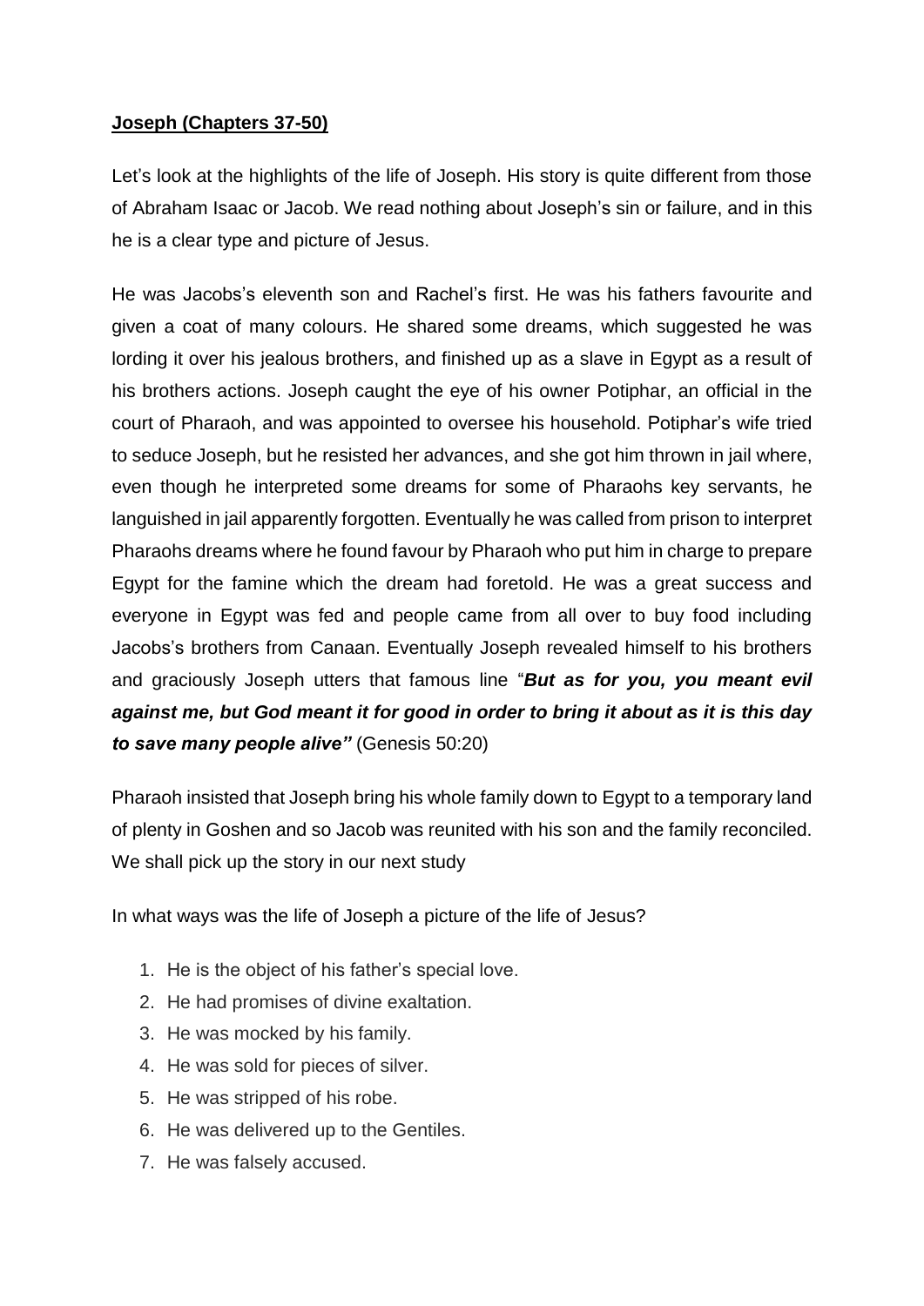**Joseph (Chapters 37-50)**

Let's look at the highlights of the life of Joseph. His story is quite different from those of Abraham Isaac or Jacob. We read nothing about Joseph's sin or failure, and in this he is a clear type and picture of Jesus.

He was Jacobs's eleventh son and Rachel's first. He was his fathers favourite and given a coat of many colours. He shared some dreams, which suggested he was lording it over his jealous brothers, and finished up as a slave in Egypt as a result of his brothers actions. Joseph caught the eye of his owner Potiphar, an official in the court of Pharaoh, and was appointed to oversee his household. Potiphar's wife tried to seduce Joseph, but he resisted her advances, and she got him thrown in jail where, even though he interpreted some dreams for some of Pharaohs key servants, he languished in jail apparently forgotten. Eventually he was called from prison to interpret Pharaohs dreams where he found favour by Pharaoh who put him in charge to prepare Egypt for the famine which the dream had foretold. He was a great success and everyone in Egypt was fed and people came from all over to buy food including Jacobs's brothers from Canaan. Eventually Joseph revealed himself to his brothers and graciously Joseph utters that famous line "***But as for you, you meant evil against me, but God meant it for good in order to bring it about as it is this day to save many people alive"*** (Genesis 50:20)

Pharaoh insisted that Joseph bring his whole family down to Egypt to a temporary land of plenty in Goshen and so Jacob was reunited with his son and the family reconciled. We shall pick up the story in our next study

In what ways was the life of Joseph a picture of the life of Jesus?

1. He is the object of his father's special love.
2. He had promises of divine exaltation.
3. He was mocked by his family.
4. He was sold for pieces of silver.
5. He was stripped of his robe.
6. He was delivered up to the Gentiles.
7. He was falsely accused.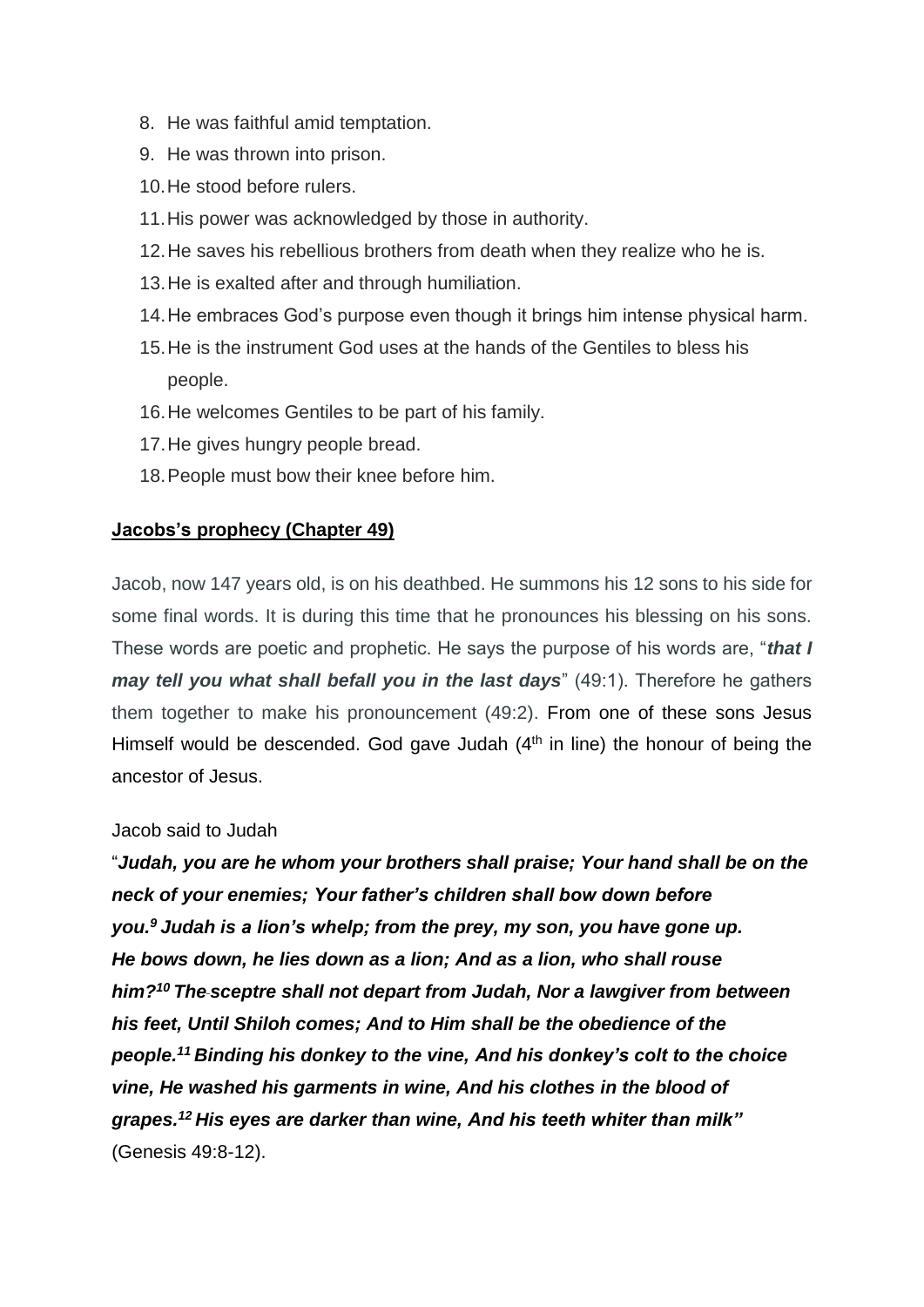8. He was faithful amid temptation.
9. He was thrown into prison.
10. He stood before rulers.
11. His power was acknowledged by those in authority.
12. He saves his rebellious brothers from death when they realize who he is.
13. He is exalted after and through humiliation.
14. He embraces God's purpose even though it brings him intense physical harm.
15. He is the instrument God uses at the hands of the Gentiles to bless his people.
16. He welcomes Gentiles to be part of his family.
17. He gives hungry people bread.
18. People must bow their knee before him.

**Jacobs's prophecy (Chapter 49)**

Jacob, now 147 years old, is on his deathbed. He summons his 12 sons to his side for some final words. It is during this time that he pronounces his blessing on his sons. These words are poetic and prophetic. He says the purpose of his words are, "***that I may tell you what shall befall you in the last days***" (49:1). Therefore he gathers them together to make his pronouncement (49:2). From one of these sons Jesus Himself would be descended. God gave Judah ($4^{th}$ in line) the honour of being the ancestor of Jesus.

Jacob said to Judah

"***Judah, you are he whom your brothers shall praise; Your hand shall be on the neck of your enemies; Your father's children shall bow down before you.[9] Judah is a lion's whelp; from the prey, my son, you have gone up. He bows down, he lies down as a lion; And as a lion, who shall rouse him?[10] The sceptre shall not depart from Judah, Nor a lawgiver from between his feet, Until Shiloh comes; And to Him shall be the obedience of the people.[11] Binding his donkey to the vine, And his donkey's colt to the choice vine, He washed his garments in wine, And his clothes in the blood of grapes.[12] His eyes are darker than wine, And his teeth whiter than milk"*** (Genesis 49:8-12).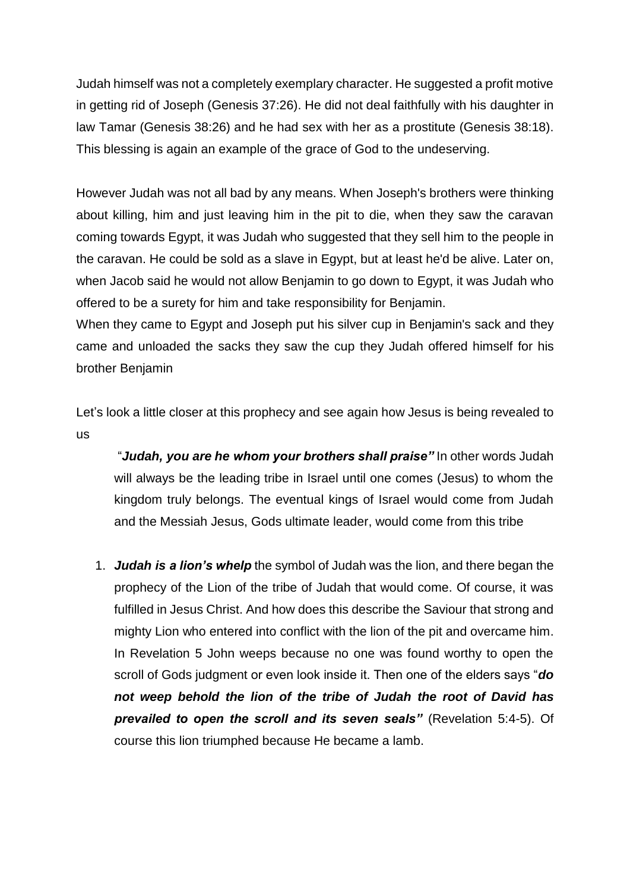Judah himself was not a completely exemplary character. He suggested a profit motive in getting rid of Joseph (Genesis 37:26). He did not deal faithfully with his daughter in law Tamar (Genesis 38:26) and he had sex with her as a prostitute (Genesis 38:18). This blessing is again an example of the grace of God to the undeserving.

However Judah was not all bad by any means. When Joseph's brothers were thinking about killing, him and just leaving him in the pit to die, when they saw the caravan coming towards Egypt, it was Judah who suggested that they sell him to the people in the caravan. He could be sold as a slave in Egypt, but at least he'd be alive. Later on, when Jacob said he would not allow Benjamin to go down to Egypt, it was Judah who offered to be a surety for him and take responsibility for Benjamin.
When they came to Egypt and Joseph put his silver cup in Benjamin's sack and they came and unloaded the sacks they saw the cup they Judah offered himself for his brother Benjamin

Let's look a little closer at this prophecy and see again how Jesus is being revealed to us

> "***Judah, you are he whom your brothers shall praise"*** In other words Judah will always be the leading tribe in Israel until one comes (Jesus) to whom the kingdom truly belongs. The eventual kings of Israel would come from Judah and the Messiah Jesus, Gods ultimate leader, would come from this tribe

1. ***Judah is a lion's whelp*** the symbol of Judah was the lion, and there began the prophecy of the Lion of the tribe of Judah that would come. Of course, it was fulfilled in Jesus Christ. And how does this describe the Saviour that strong and mighty Lion who entered into conflict with the lion of the pit and overcame him. In Revelation 5 John weeps because no one was found worthy to open the scroll of Gods judgment or even look inside it. Then one of the elders says "***do not weep behold the lion of the tribe of Judah the root of David has prevailed to open the scroll and its seven seals"*** (Revelation 5:4-5). Of course this lion triumphed because He became a lamb.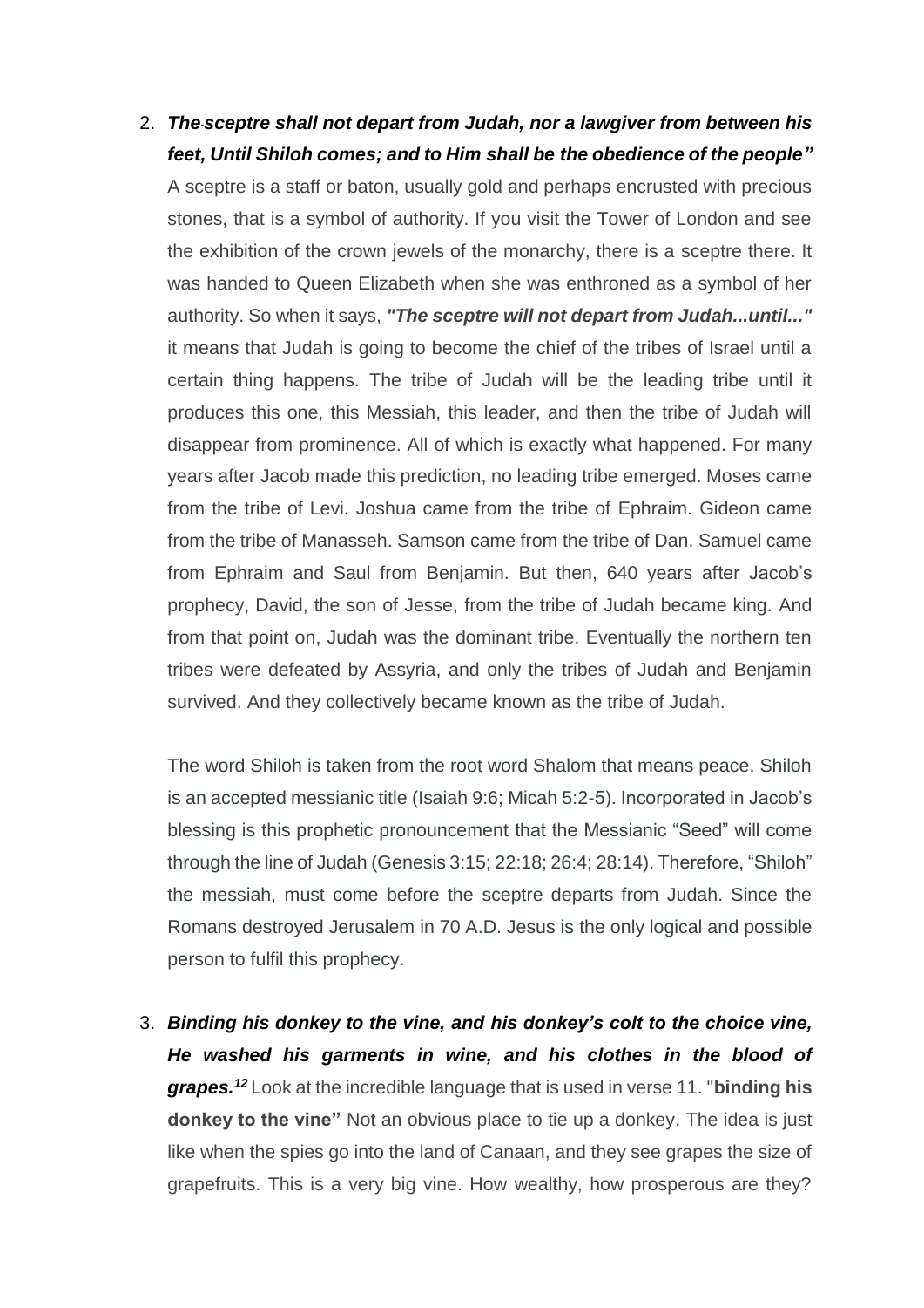2. ***The sceptre shall not depart from Judah, nor a lawgiver from between his feet, Until Shiloh comes; and to Him shall be the obedience of the people"*** A sceptre is a staff or baton, usually gold and perhaps encrusted with precious stones, that is a symbol of authority. If you visit the Tower of London and see the exhibition of the crown jewels of the monarchy, there is a sceptre there. It was handed to Queen Elizabeth when she was enthroned as a symbol of her authority. So when it says, ***"The sceptre will not depart from Judah...until..."*** it means that Judah is going to become the chief of the tribes of Israel until a certain thing happens. The tribe of Judah will be the leading tribe until it produces this one, this Messiah, this leader, and then the tribe of Judah will disappear from prominence. All of which is exactly what happened. For many years after Jacob made this prediction, no leading tribe emerged. Moses came from the tribe of Levi. Joshua came from the tribe of Ephraim. Gideon came from the tribe of Manasseh. Samson came from the tribe of Dan. Samuel came from Ephraim and Saul from Benjamin. But then, 640 years after Jacob's prophecy, David, the son of Jesse, from the tribe of Judah became king. And from that point on, Judah was the dominant tribe. Eventually the northern ten tribes were defeated by Assyria, and only the tribes of Judah and Benjamin survived. And they collectively became known as the tribe of Judah.

   The word Shiloh is taken from the root word Shalom that means peace. Shiloh is an accepted messianic title (Isaiah 9:6; Micah 5:2-5). Incorporated in Jacob's blessing is this prophetic pronouncement that the Messianic "Seed" will come through the line of Judah (Genesis 3:15; 22:18; 26:4; 28:14). Therefore, "Shiloh" the messiah, must come before the sceptre departs from Judah. Since the Romans destroyed Jerusalem in 70 A.D. Jesus is the only logical and possible person to fulfil this prophecy.

3. ***Binding his donkey to the vine, and his donkey's colt to the choice vine, He washed his garments in wine, and his clothes in the blood of grapes.[12]*** Look at the incredible language that is used in verse 11. "**binding his donkey to the vine"** Not an obvious place to tie up a donkey. The idea is just like when the spies go into the land of Canaan, and they see grapes the size of grapefruits. This is a very big vine. How wealthy, how prosperous are they?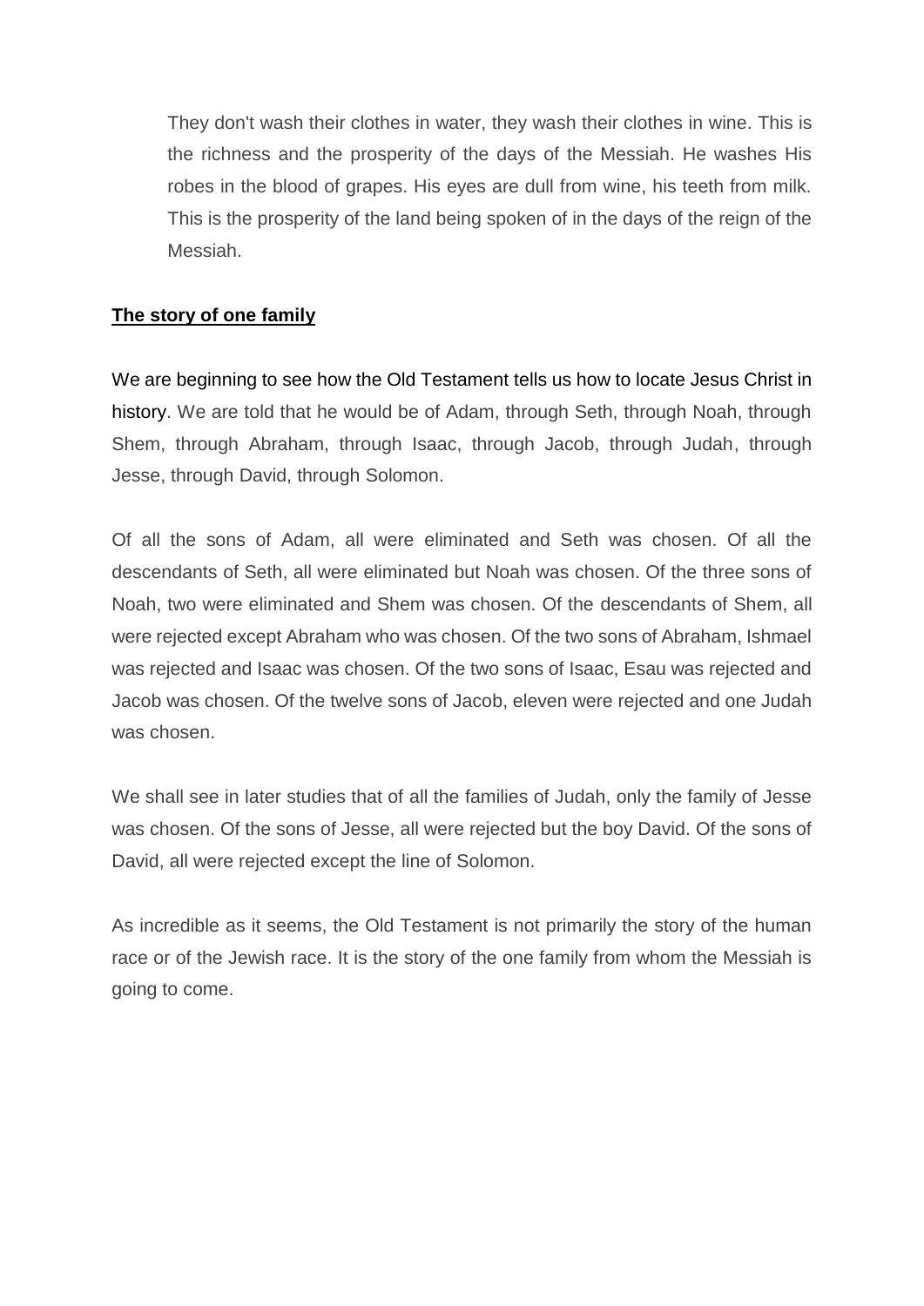> They don't wash their clothes in water, they wash their clothes in wine. This is the richness and the prosperity of the days of the Messiah. He washes His robes in the blood of grapes. His eyes are dull from wine, his teeth from milk. This is the prosperity of the land being spoken of in the days of the reign of the Messiah.

**The story of one family**

We are beginning to see how the Old Testament tells us how to locate Jesus Christ in history. We are told that he would be of Adam, through Seth, through Noah, through Shem, through Abraham, through Isaac, through Jacob, through Judah, through Jesse, through David, through Solomon.

Of all the sons of Adam, all were eliminated and Seth was chosen. Of all the descendants of Seth, all were eliminated but Noah was chosen. Of the three sons of Noah, two were eliminated and Shem was chosen. Of the descendants of Shem, all were rejected except Abraham who was chosen. Of the two sons of Abraham, Ishmael was rejected and Isaac was chosen. Of the two sons of Isaac, Esau was rejected and Jacob was chosen. Of the twelve sons of Jacob, eleven were rejected and one Judah was chosen.

We shall see in later studies that of all the families of Judah, only the family of Jesse was chosen. Of the sons of Jesse, all were rejected but the boy David. Of the sons of David, all were rejected except the line of Solomon.

As incredible as it seems, the Old Testament is not primarily the story of the human race or of the Jewish race. It is the story of the one family from whom the Messiah is going to come.